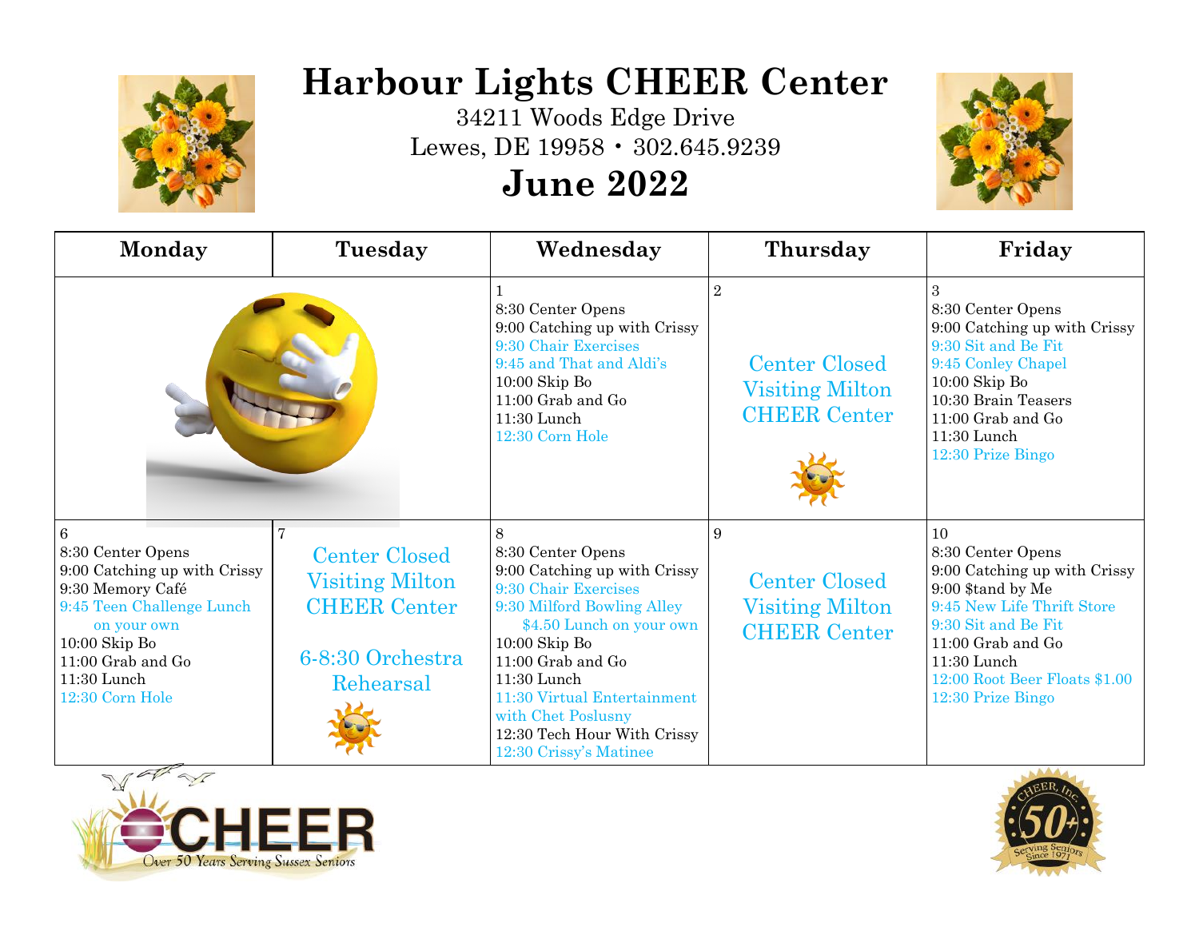# Harbour Lights CHEER Center

34211 Woods Edge Drive
Lewes, DE 19958 • 302.645.9239

## June 2022

| Monday | Tuesday | Wednesday | Thursday | Friday |
|---|---|---|---|---|
| | | 1<br>8:30 Center Opens<br>9:00 Catching up with Crissy<br>9:30 Chair Exercises<br>9:45 and That and Aldi's<br>10:00 Skip Bo<br>11:00 Grab and Go<br>11:30 Lunch<br>12:30 Corn Hole | 2<br>Center Closed Visiting Milton CHEER Center | 3<br>8:30 Center Opens<br>9:00 Catching up with Crissy<br>9:30 Sit and Be Fit<br>9:45 Conley Chapel<br>10:00 Skip Bo<br>10:30 Brain Teasers<br>11:00 Grab and Go<br>11:30 Lunch<br>12:30 Prize Bingo |
| 6<br>8:30 Center Opens<br>9:00 Catching up with Crissy<br>9:30 Memory Café<br>9:45 Teen Challenge Lunch on your own<br>10:00 Skip Bo<br>11:00 Grab and Go<br>11:30 Lunch<br>12:30 Corn Hole | 7<br>Center Closed Visiting Milton CHEER Center<br><br>6-8:30 Orchestra Rehearsal | 8<br>8:30 Center Opens<br>9:00 Catching up with Crissy<br>9:30 Chair Exercises<br>9:30 Milford Bowling Alley $4.50 Lunch on your own<br>10:00 Skip Bo<br>11:00 Grab and Go<br>11:30 Lunch<br>11:30 Virtual Entertainment with Chet Poslusny<br>12:30 Tech Hour With Crissy<br>12:30 Crissy's Matinee | 9<br>Center Closed Visiting Milton CHEER Center | 10<br>8:30 Center Opens<br>9:00 Catching up with Crissy<br>9:00 $tand by Me<br>9:45 New Life Thrift Store<br>9:30 Sit and Be Fit<br>11:00 Grab and Go<br>11:30 Lunch<br>12:00 Root Beer Floats $1.00<br>12:30 Prize Bingo |

CHEER — Over 50 Years Serving Sussex Seniors

CHEER, Inc. 50+ Serving Seniors Since 1971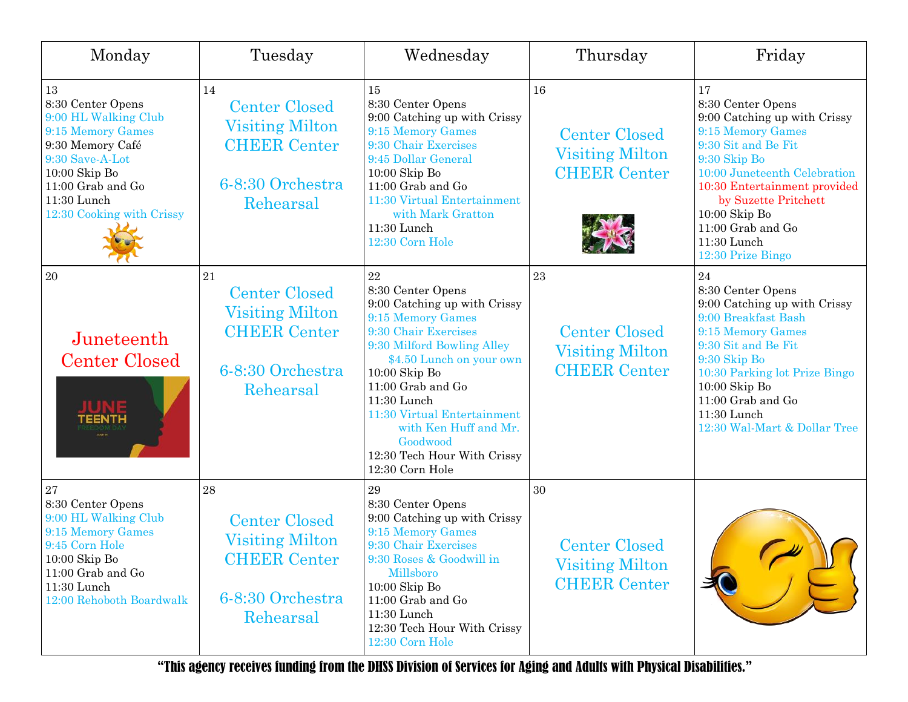| Monday | Tuesday | Wednesday | Thursday | Friday |
|---|---|---|---|---|
| 13<br>8:30 Center Opens<br>9:00 HL Walking Club<br>9:15 Memory Games<br>9:30 Memory Café<br>9:30 Save-A-Lot<br>10:00 Skip Bo<br>11:00 Grab and Go<br>11:30 Lunch<br>12:30 Cooking with Crissy | 14<br>Center Closed Visiting Milton CHEER Center<br><br>6-8:30 Orchestra Rehearsal | 15<br>8:30 Center Opens<br>9:00 Catching up with Crissy<br>9:15 Memory Games<br>9:30 Chair Exercises<br>9:45 Dollar General<br>10:00 Skip Bo<br>11:00 Grab and Go<br>11:30 Virtual Entertainment with Mark Gratton<br>11:30 Lunch<br>12:30 Corn Hole | 16<br>Center Closed Visiting Milton CHEER Center | 17<br>8:30 Center Opens<br>9:00 Catching up with Crissy<br>9:15 Memory Games<br>9:30 Sit and Be Fit<br>9:30 Skip Bo<br>10:00 Juneteenth Celebration<br>10:30 Entertainment provided by Suzette Pritchett<br>10:00 Skip Bo<br>11:00 Grab and Go<br>11:30 Lunch<br>12:30 Prize Bingo |
| 20<br>Juneteenth Center Closed | 21<br>Center Closed Visiting Milton CHEER Center<br><br>6-8:30 Orchestra Rehearsal | 22<br>8:30 Center Opens<br>9:00 Catching up with Crissy<br>9:15 Memory Games<br>9:30 Chair Exercises<br>9:30 Milford Bowling Alley $4.50 Lunch on your own<br>10:00 Skip Bo<br>11:00 Grab and Go<br>11:30 Lunch<br>11:30 Virtual Entertainment with Ken Huff and Mr. Goodwood<br>12:30 Tech Hour With Crissy<br>12:30 Corn Hole | 23<br>Center Closed Visiting Milton CHEER Center | 24<br>8:30 Center Opens<br>9:00 Catching up with Crissy<br>9:00 Breakfast Bash<br>9:15 Memory Games<br>9:30 Sit and Be Fit<br>9:30 Skip Bo<br>10:30 Parking lot Prize Bingo<br>10:00 Skip Bo<br>11:00 Grab and Go<br>11:30 Lunch<br>12:30 Wal-Mart & Dollar Tree |
| 27<br>8:30 Center Opens<br>9:00 HL Walking Club<br>9:15 Memory Games<br>9:45 Corn Hole<br>10:00 Skip Bo<br>11:00 Grab and Go<br>11:30 Lunch<br>12:00 Rehoboth Boardwalk | 28<br>Center Closed Visiting Milton CHEER Center<br><br>6-8:30 Orchestra Rehearsal | 29<br>8:30 Center Opens<br>9:00 Catching up with Crissy<br>9:15 Memory Games<br>9:30 Chair Exercises<br>9:30 Roses & Goodwill in Millsboro<br>10:00 Skip Bo<br>11:00 Grab and Go<br>11:30 Lunch<br>12:30 Tech Hour With Crissy<br>12:30 Corn Hole | 30<br>Center Closed Visiting Milton CHEER Center | |

**"This agency receives funding from the DHSS Division of Services for Aging and Adults with Physical Disabilities."**